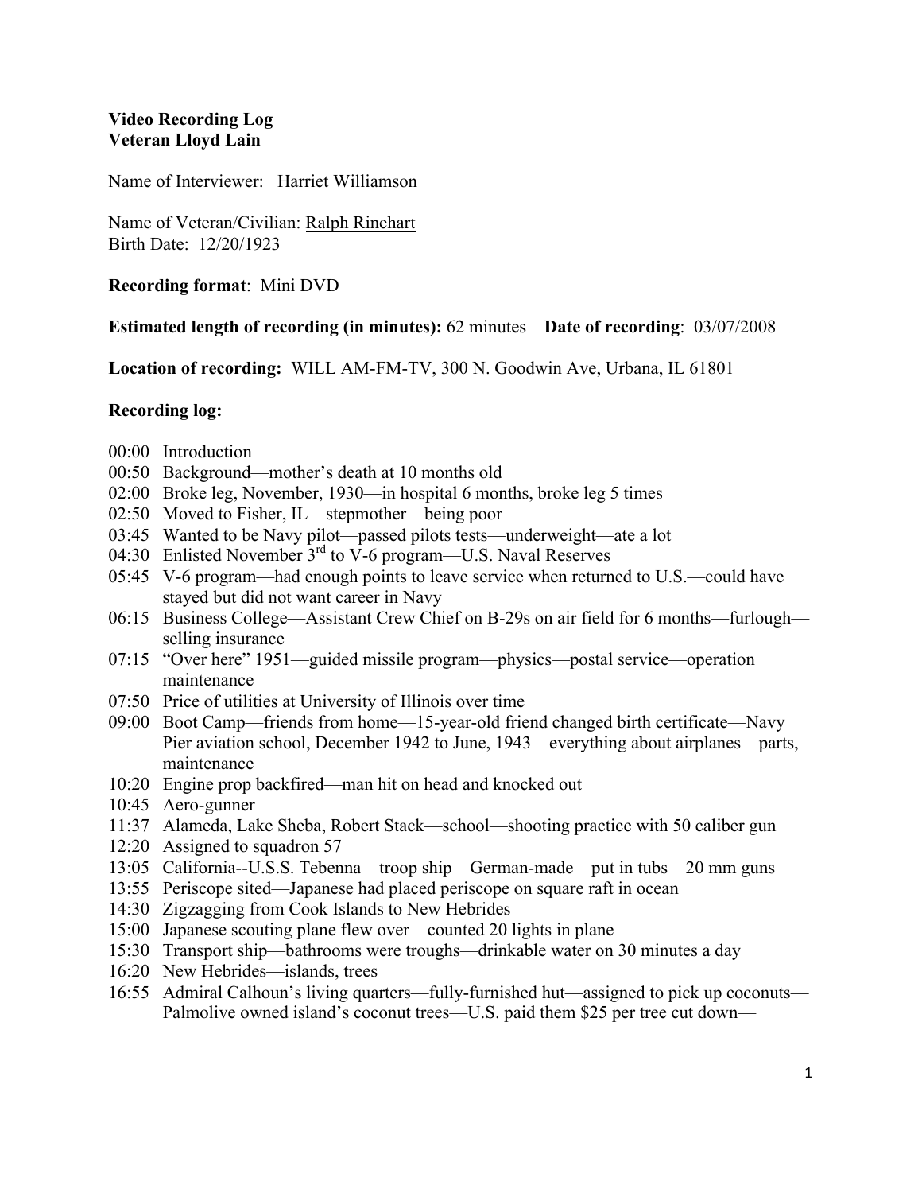**Video Recording Log**
**Veteran Lloyd Lain**

Name of Interviewer: Harriet Williamson

Name of Veteran/Civilian: Ralph Rinehart
Birth Date: 12/20/1923

**Recording format**: Mini DVD

**Estimated length of recording (in minutes):** 62 minutes **Date of recording**: 03/07/2008

**Location of recording:** WILL AM-FM-TV, 300 N. Goodwin Ave, Urbana, IL 61801

**Recording log:**

00:00 Introduction
00:50 Background—mother's death at 10 months old
02:00 Broke leg, November, 1930—in hospital 6 months, broke leg 5 times
02:50 Moved to Fisher, IL—stepmother—being poor
03:45 Wanted to be Navy pilot—passed pilots tests—underweight—ate a lot
04:30 Enlisted November 3rd to V-6 program—U.S. Naval Reserves
05:45 V-6 program—had enough points to leave service when returned to U.S.—could have stayed but did not want career in Navy
06:15 Business College—Assistant Crew Chief on B-29s on air field for 6 months—furlough—selling insurance
07:15 "Over here" 1951—guided missile program—physics—postal service—operation maintenance
07:50 Price of utilities at University of Illinois over time
09:00 Boot Camp—friends from home—15-year-old friend changed birth certificate—Navy Pier aviation school, December 1942 to June, 1943—everything about airplanes—parts, maintenance
10:20 Engine prop backfired—man hit on head and knocked out
10:45 Aero-gunner
11:37 Alameda, Lake Sheba, Robert Stack—school—shooting practice with 50 caliber gun
12:20 Assigned to squadron 57
13:05 California--U.S.S. Tebenna—troop ship—German-made—put in tubs—20 mm guns
13:55 Periscope sited—Japanese had placed periscope on square raft in ocean
14:30 Zigzagging from Cook Islands to New Hebrides
15:00 Japanese scouting plane flew over—counted 20 lights in plane
15:30 Transport ship—bathrooms were troughs—drinkable water on 30 minutes a day
16:20 New Hebrides—islands, trees
16:55 Admiral Calhoun's living quarters—fully-furnished hut—assigned to pick up coconuts—Palmolive owned island's coconut trees—U.S. paid them $25 per tree cut down—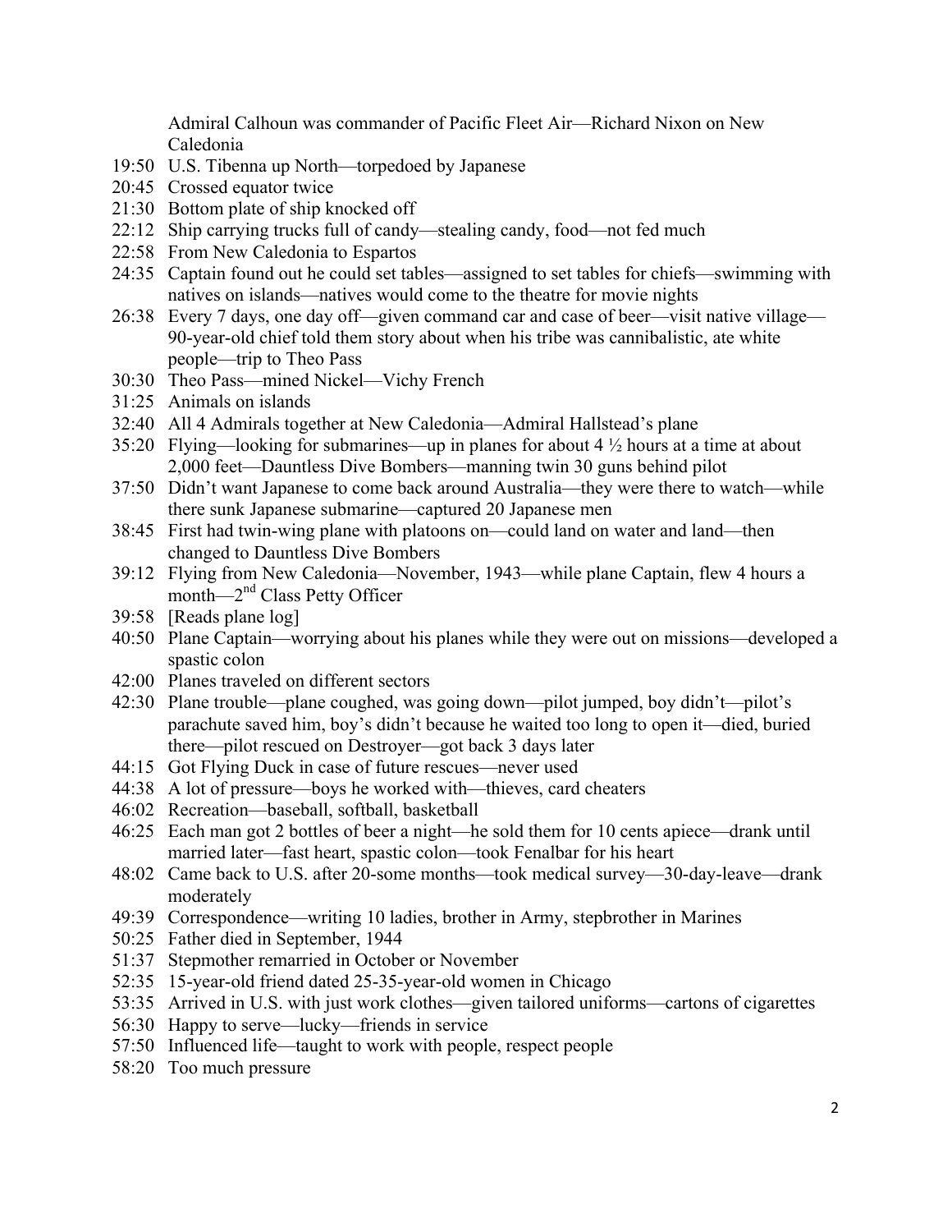Admiral Calhoun was commander of Pacific Fleet Air—Richard Nixon on New Caledonia

19:50 U.S. Tibenna up North—torpedoed by Japanese
20:45 Crossed equator twice
21:30 Bottom plate of ship knocked off
22:12 Ship carrying trucks full of candy—stealing candy, food—not fed much
22:58 From New Caledonia to Espartos
24:35 Captain found out he could set tables—assigned to set tables for chiefs—swimming with natives on islands—natives would come to the theatre for movie nights
26:38 Every 7 days, one day off—given command car and case of beer—visit native village—90-year-old chief told them story about when his tribe was cannibalistic, ate white people—trip to Theo Pass
30:30 Theo Pass—mined Nickel—Vichy French
31:25 Animals on islands
32:40 All 4 Admirals together at New Caledonia—Admiral Hallstead's plane
35:20 Flying—looking for submarines—up in planes for about 4 ½ hours at a time at about 2,000 feet—Dauntless Dive Bombers—manning twin 30 guns behind pilot
37:50 Didn't want Japanese to come back around Australia—they were there to watch—while there sunk Japanese submarine—captured 20 Japanese men
38:45 First had twin-wing plane with platoons on—could land on water and land—then changed to Dauntless Dive Bombers
39:12 Flying from New Caledonia—November, 1943—while plane Captain, flew 4 hours a month—2nd Class Petty Officer
39:58 [Reads plane log]
40:50 Plane Captain—worrying about his planes while they were out on missions—developed a spastic colon
42:00 Planes traveled on different sectors
42:30 Plane trouble—plane coughed, was going down—pilot jumped, boy didn't—pilot's parachute saved him, boy's didn't because he waited too long to open it—died, buried there—pilot rescued on Destroyer—got back 3 days later
44:15 Got Flying Duck in case of future rescues—never used
44:38 A lot of pressure—boys he worked with—thieves, card cheaters
46:02 Recreation—baseball, softball, basketball
46:25 Each man got 2 bottles of beer a night—he sold them for 10 cents apiece—drank until married later—fast heart, spastic colon—took Fenalbar for his heart
48:02 Came back to U.S. after 20-some months—took medical survey—30-day-leave—drank moderately
49:39 Correspondence—writing 10 ladies, brother in Army, stepbrother in Marines
50:25 Father died in September, 1944
51:37 Stepmother remarried in October or November
52:35 15-year-old friend dated 25-35-year-old women in Chicago
53:35 Arrived in U.S. with just work clothes—given tailored uniforms—cartons of cigarettes
56:30 Happy to serve—lucky—friends in service
57:50 Influenced life—taught to work with people, respect people
58:20 Too much pressure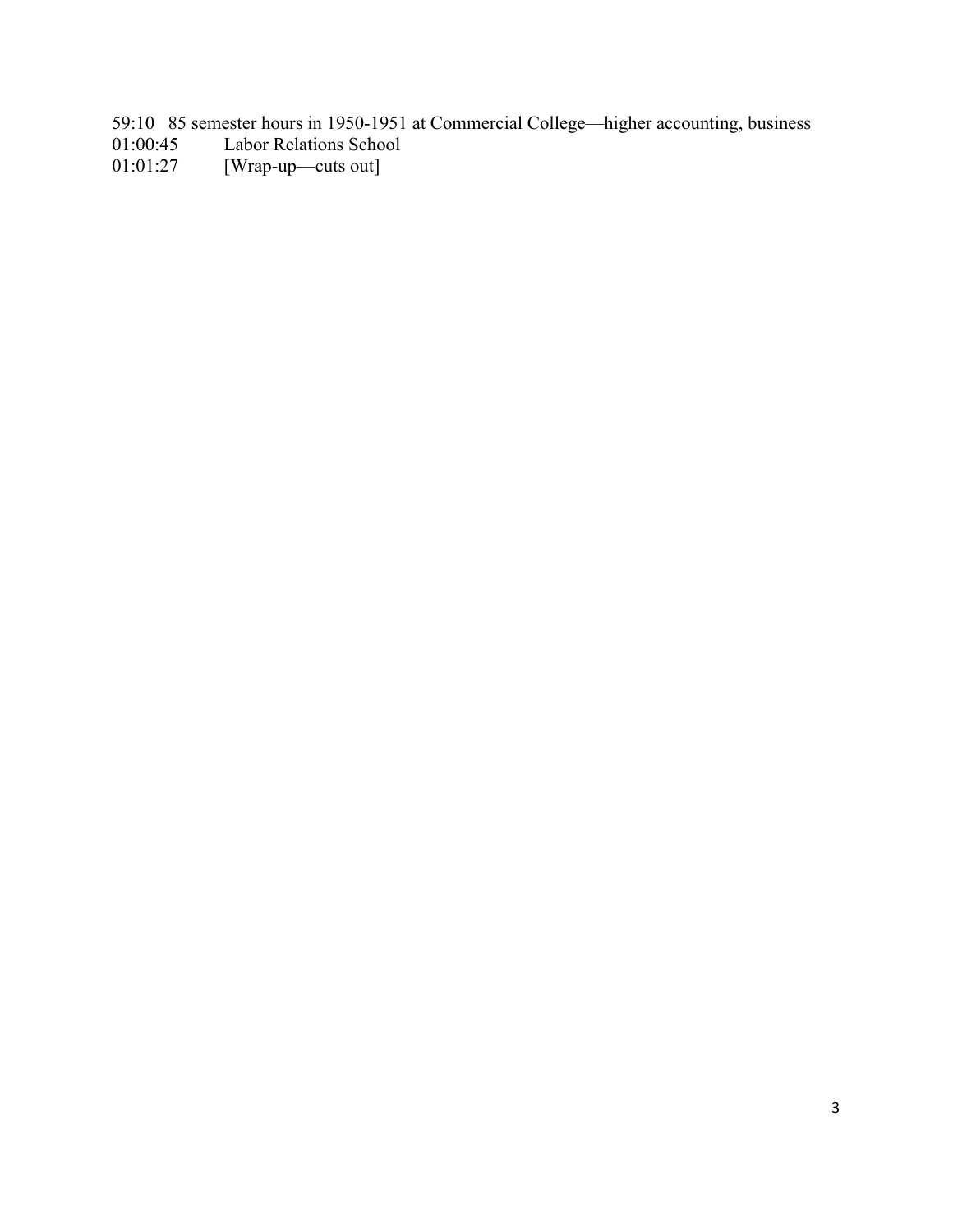59:10 85 semester hours in 1950-1951 at Commercial College—higher accounting, business
01:00:45 Labor Relations School
01:01:27 [Wrap-up—cuts out]